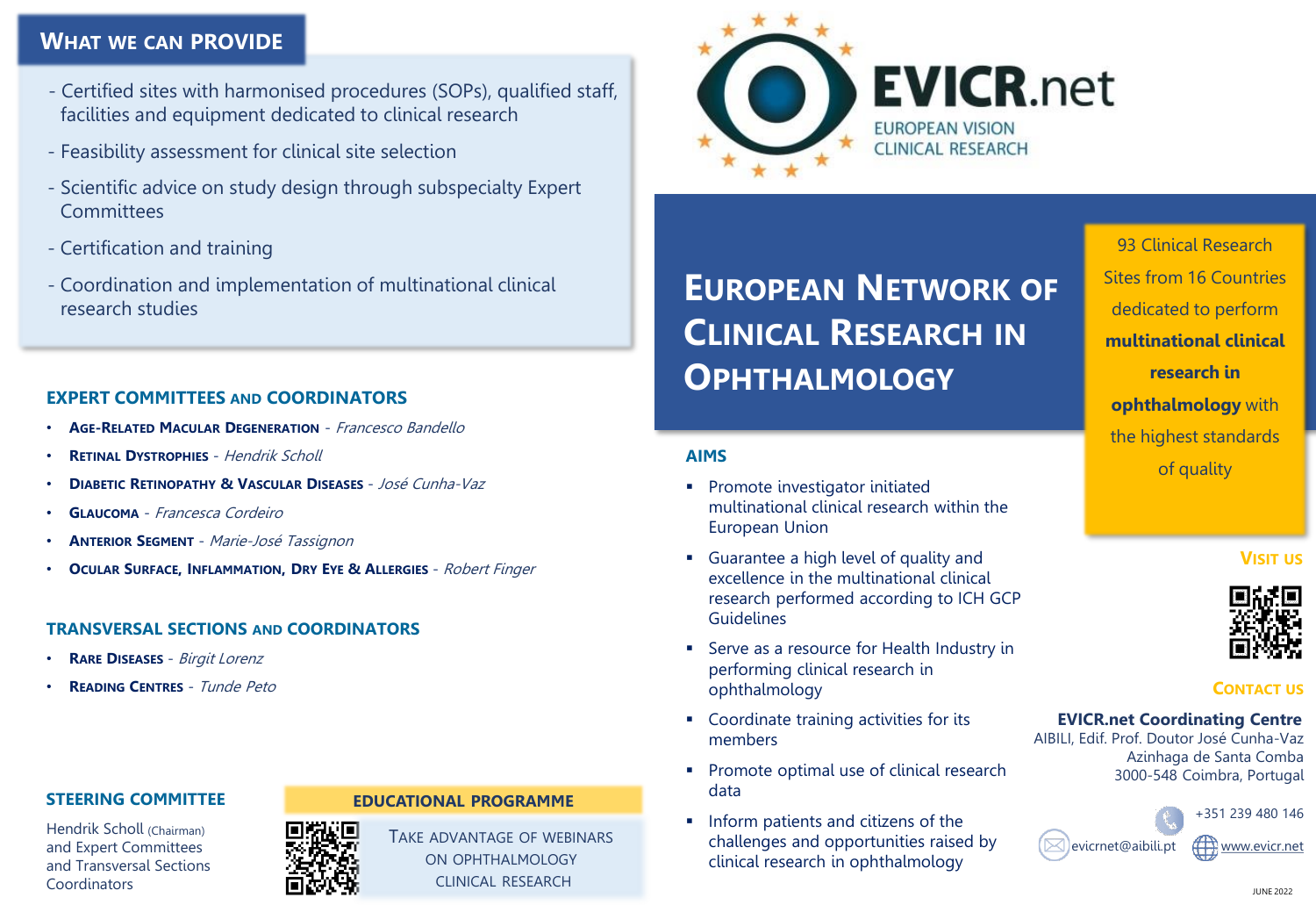## What we can provide

- Certified sites with harmonised procedures (SOPs), qualified staff, facilities and equipment dedicated to clinical research
- Feasibility assessment for clinical site selection
- Scientific advice on study design through subspecialty Expert Committees
- Certification and training
- Coordination and implementation of multinational clinical research studies

## EXPERT COMMITTEES AND COORDINATORS

- **Age-Related Macular Degeneration** - *Francesco Bandello*
- **Retinal Dystrophies** - *Hendrik Scholl*
- **Diabetic Retinopathy & Vascular Diseases** - *José Cunha-Vaz*
- **Glaucoma** - *Francesca Cordeiro*
- **Anterior Segment** - *Marie-José Tassignon*
- **Ocular Surface, Inflammation, Dry Eye & Allergies** - *Robert Finger*

## TRANSVERSAL SECTIONS AND COORDINATORS

- **Rare Diseases** - *Birgit Lorenz*
- **Reading Centres** - *Tunde Peto*

## STEERING COMMITTEE

Hendrik Scholl (Chairman) and Expert Committees and Transversal Sections Coordinators

## EDUCATIONAL PROGRAMME

Take advantage of webinars on ophthalmology clinical research

# EVICR.net

EUROPEAN VISION CLINICAL RESEARCH

# European Network of Clinical Research in Ophthalmology

93 Clinical Research Sites from 16 Countries dedicated to perform **multinational clinical research in ophthalmology** with the highest standards of quality

## AIMS

- Promote investigator initiated multinational clinical research within the European Union
- Guarantee a high level of quality and excellence in the multinational clinical research performed according to ICH GCP Guidelines
- Serve as a resource for Health Industry in performing clinical research in ophthalmology
- Coordinate training activities for its members
- Promote optimal use of clinical research data
- Inform patients and citizens of the challenges and opportunities raised by clinical research in ophthalmology

## Visit us

## Contact us

**EVICR.net Coordinating Centre**
AIBILI, Edif. Prof. Doutor José Cunha-Vaz
Azinhaga de Santa Comba
3000-548 Coimbra, Portugal

+351 239 480 146

evicrnet@aibili.pt

www.evicr.net

JUNE 2022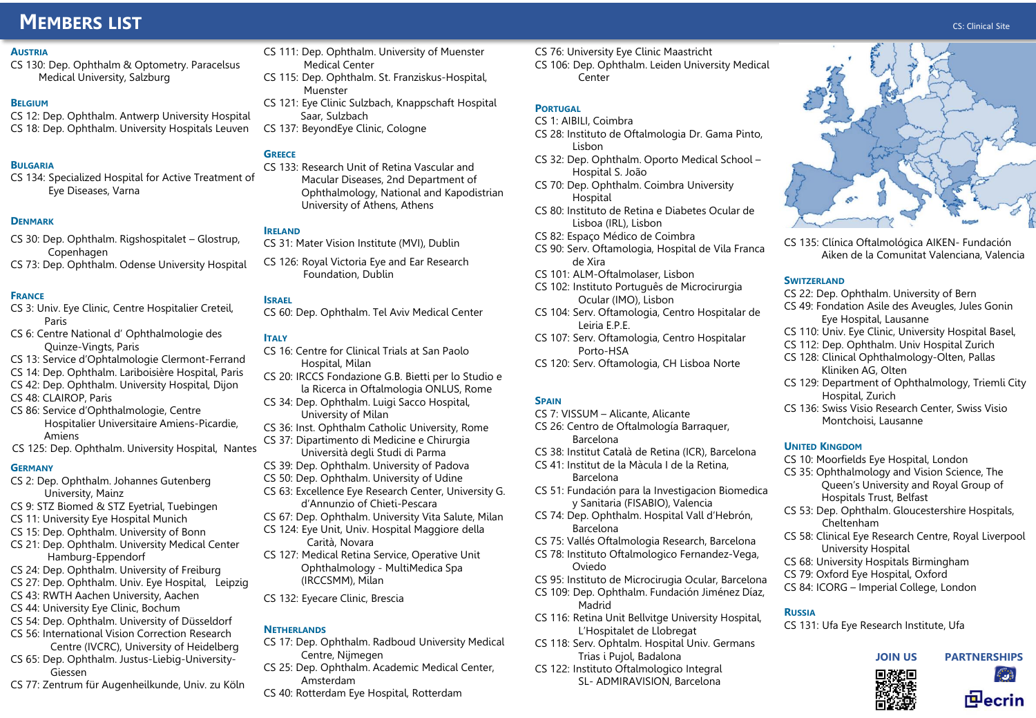# Members list

CS: Clinical Site

## Austria

CS 130: Dep. Ophthalm & Optometry. Paracelsus Medical University, Salzburg

## Belgium

CS 12: Dep. Ophthalm. Antwerp University Hospital
CS 18: Dep. Ophthalm. University Hospitals Leuven

## Bulgaria

CS 134: Specialized Hospital for Active Treatment of Eye Diseases, Varna

## Denmark

CS 30: Dep. Ophthalm. Rigshospitalet – Glostrup, Copenhagen
CS 73: Dep. Ophthalm. Odense University Hospital

## France

CS 3: Univ. Eye Clinic, Centre Hospitalier Creteil, Paris
CS 6: Centre National d' Ophthalmologie des Quinze-Vingts, Paris
CS 13: Service d'Ophtalmologie Clermont-Ferrand
CS 14: Dep. Ophthalm. Lariboisière Hospital, Paris
CS 42: Dep. Ophthalm. University Hospital, Dijon
CS 48: CLAIROP, Paris
CS 86: Service d'Ophtalmologie, Centre Hospitalier Universitaire Amiens-Picardie, Amiens
CS 125: Dep. Ophthalm. University Hospital, Nantes

## Germany

CS 2: Dep. Ophthalm. Johannes Gutenberg University, Mainz
CS 9: STZ Biomed & STZ Eyetrial, Tuebingen
CS 11: University Eye Hospital Munich
CS 15: Dep. Ophthalm. University of Bonn
CS 21: Dep. Ophthalm. University Medical Center Hamburg-Eppendorf
CS 24: Dep. Ophthalm. University of Freiburg
CS 27: Dep. Ophthalm. Univ. Eye Hospital, Leipzig
CS 43: RWTH Aachen University, Aachen
CS 44: University Eye Clinic, Bochum
CS 54: Dep. Ophthalm. University of Düsseldorf
CS 56: International Vision Correction Research Centre (IVCRC), University of Heidelberg
CS 65: Dep. Ophthalm. Justus-Liebig-University-Giessen
CS 77: Zentrum für Augenheilkunde, Univ. zu Köln
CS 111: Dep. Ophthalm. University of Muenster Medical Center
CS 115: Dep. Ophthalm. St. Franziskus-Hospital, Muenster
CS 121: Eye Clinic Sulzbach, Knappschaft Hospital Saar, Sulzbach
CS 137: BeyondEye Clinic, Cologne

## Greece

CS 133: Research Unit of Retina Vascular and Macular Diseases, 2nd Department of Ophthalmology, National and Kapodistrian University of Athens, Athens

## Ireland

CS 31: Mater Vision Institute (MVI), Dublin
CS 126: Royal Victoria Eye and Ear Research Foundation, Dublin

## Israel

CS 60: Dep. Ophthalm. Tel Aviv Medical Center

## Italy

CS 16: Centre for Clinical Trials at San Paolo Hospital, Milan
CS 20: IRCCS Fondazione G.B. Bietti per lo Studio e la Ricerca in Oftalmologia ONLUS, Rome
CS 34: Dep. Ophthalm. Luigi Sacco Hospital, University of Milan
CS 36: Inst. Ophthalm Catholic University, Rome
CS 37: Dipartimento di Medicine e Chirurgia Università degli Studi di Parma
CS 39: Dep. Ophthalm. University of Padova
CS 50: Dep. Ophthalm. University of Udine
CS 63: Excellence Eye Research Center, University G. d'Annunzio of Chieti-Pescara
CS 67: Dep. Ophthalm. University Vita Salute, Milan
CS 124: Eye Unit, Univ. Hospital Maggiore della Carità, Novara
CS 127: Medical Retina Service, Operative Unit Ophthalmology - MultiMedica Spa (IRCCSMM), Milan
CS 132: Eyecare Clinic, Brescia

## Netherlands

CS 17: Dep. Ophthalm. Radboud University Medical Centre, Nijmegen
CS 25: Dep. Ophthalm. Academic Medical Center, Amsterdam
CS 40: Rotterdam Eye Hospital, Rotterdam
CS 76: University Eye Clinic Maastricht
CS 106: Dep. Ophthalm. Leiden University Medical Center

## Portugal

CS 1: AIBILI, Coimbra
CS 28: Instituto de Oftalmologia Dr. Gama Pinto, Lisbon
CS 32: Dep. Ophthalm. Oporto Medical School – Hospital S. João
CS 70: Dep. Ophthalm. Coimbra University Hospital
CS 80: Instituto de Retina e Diabetes Ocular de Lisboa (IRL), Lisbon
CS 82: Espaço Médico de Coimbra
CS 90: Serv. Oftamologia, Hospital de Vila Franca de Xira
CS 101: ALM-Oftalmolaser, Lisbon
CS 102: Instituto Português de Microcirurgia Ocular (IMO), Lisbon
CS 104: Serv. Oftamologia, Centro Hospitalar de Leiria E.P.E.
CS 107: Serv. Oftamologia, Centro Hospitalar Porto-HSA
CS 120: Serv. Oftamologia, CH Lisboa Norte

## Spain

CS 7: VISSUM – Alicante, Alicante
CS 26: Centro de Oftalmología Barraquer, Barcelona
CS 38: Institut Català de Retina (ICR), Barcelona
CS 41: Institut de la Màcula i de la Retina, Barcelona
CS 51: Fundación para la Investigacion Biomedica y Sanitaria (FISABIO), Valencia
CS 74: Dep. Ophthalm. Hospital Vall d'Hebrón, Barcelona
CS 75: Vallés Oftalmologia Research, Barcelona
CS 78: Instituto Oftalmologico Fernandez-Vega, Oviedo
CS 95: Instituto de Microcirugia Ocular, Barcelona
CS 109: Dep. Ophthalm. Fundación Jiménez Díaz, Madrid
CS 116: Retina Unit Bellvitge University Hospital, L'Hospitalet de Llobregat
CS 118: Serv. Ophtalm. Hospital Univ. Germans Trias i Pujol, Badalona
CS 122: Instituto Oftalmologico Integral SL- ADMIRAVISION, Barcelona
CS 135: Clínica Oftalmológica AIKEN- Fundación Aiken de la Comunitat Valenciana, Valencia

## Switzerland

CS 22: Dep. Ophthalm. University of Bern
CS 49: Fondation Asile des Aveugles, Jules Gonin Eye Hospital, Lausanne
CS 110: Univ. Eye Clinic, University Hospital Basel,
CS 112: Dep. Ophthalm. Univ Hospital Zurich
CS 128: Clinical Ophthalmology-Olten, Pallas Kliniken AG, Olten
CS 129: Department of Ophthalmology, Triemli City Hospital, Zurich
CS 136: Swiss Visio Research Center, Swiss Visio Montchoisi, Lausanne

## United Kingdom

CS 10: Moorfields Eye Hospital, London
CS 35: Ophthalmology and Vision Science, The Queen's University and Royal Group of Hospitals Trust, Belfast
CS 53: Dep. Ophthalm. Gloucestershire Hospitals, Cheltenham
CS 58: Clinical Eye Research Centre, Royal Liverpool University Hospital
CS 68: University Hospitals Birmingham
CS 79: Oxford Eye Hospital, Oxford
CS 84: ICORG – Imperial College, London

## Russia

CS 131: Ufa Eye Research Institute, Ufa

JOIN US

PARTNERSHIPS

ecrin